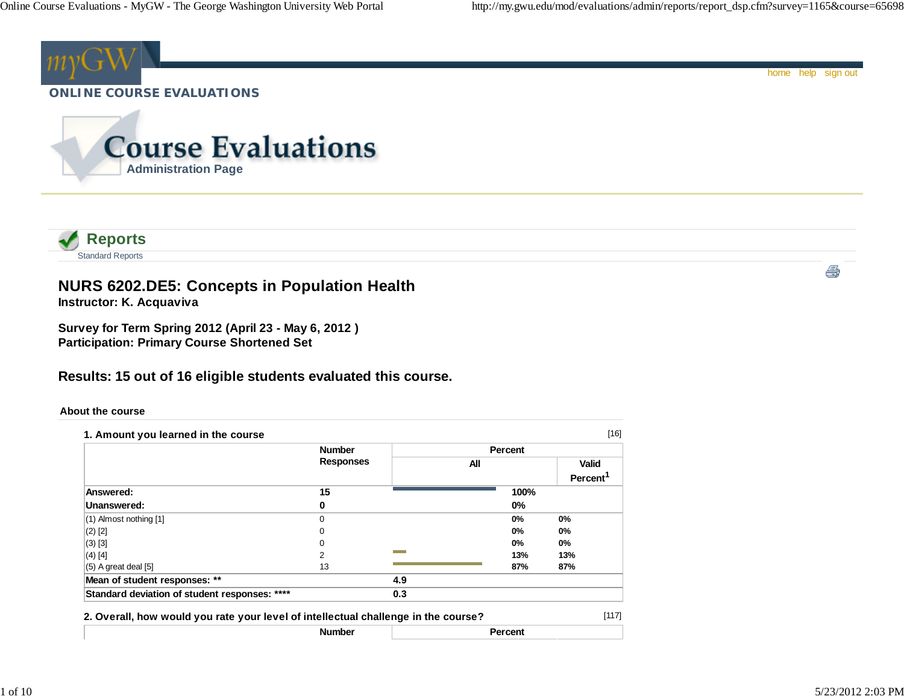**ONLINE COURSE EVALUATIONS**

# Course Evaluations

Administration Page

## Reports

Standard Reports

# NURS 6202.DE5: Concepts in Population Health

**Instructor: K. Acquaviva**

**Survey for Term Spring 2012 (April 23 - May 6, 2012 )**
**Participation: Primary Course Shortened Set**

### Results: 15 out of 16 eligible students evaluated this course.

**About the course**

**1. Amount you learned in the course** [16]

| | Number Responses | Percent All | Valid Percent[1] |
|---|---|---|---|
| **Answered:** | **15** | **100%** | |
| **Unanswered:** | **0** | **0%** | |
| (1) Almost nothing [1] | 0 | 0% | 0% |
| (2) [2] | 0 | 0% | 0% |
| (3) [3] | 0 | 0% | 0% |
| (4) [4] | 2 | 13% | 13% |
| (5) A great deal [5] | 13 | 87% | 87% |
| **Mean of student responses: ** ** | | **4.9** | |
| **Standard deviation of student responses: **** ** | | **0.3** | |

**2. Overall, how would you rate your level of intellectual challenge in the course?** [117]

| | Number | Percent |
|---|---|---|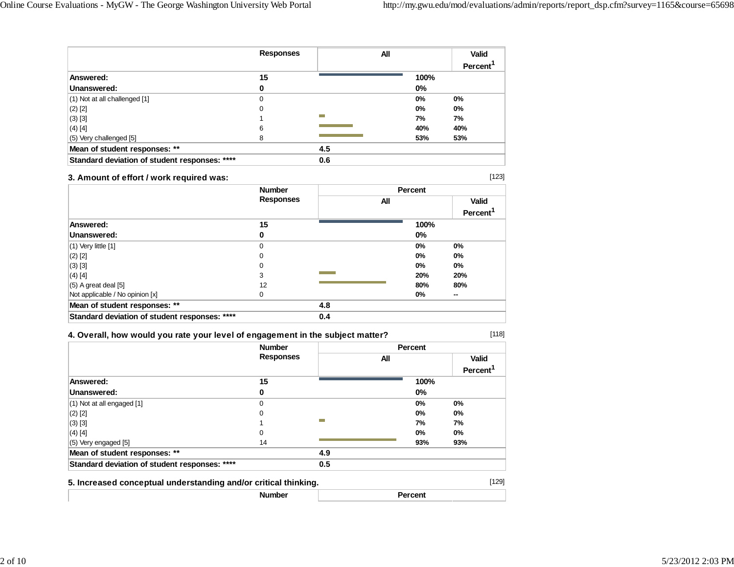| | Responses | All | Valid Percent[1] |
|---|---|---|---|
| **Answered:** | **15** | **100%** | |
| **Unanswered:** | **0** | **0%** | |
| (1) Not at all challenged [1] | 0 | **0%** | **0%** |
| (2) [2] | 0 | **0%** | **0%** |
| (3) [3] | 1 | **7%** | **7%** |
| (4) [4] | 6 | **40%** | **40%** |
| (5) Very challenged [5] | 8 | **53%** | **53%** |
| **Mean of student responses: \*\*** | | **4.5** | |
| **Standard deviation of student responses: \*\*\*\*** | | **0.6** | |

### 3. Amount of effort / work required was:

[123]

| | Number Responses | Percent | |
|---|---|---|---|
| | | All | Valid Percent[1] |
| **Answered:** | **15** | **100%** | |
| **Unanswered:** | **0** | **0%** | |
| (1) Very little [1] | 0 | **0%** | **0%** |
| (2) [2] | 0 | **0%** | **0%** |
| (3) [3] | 0 | **0%** | **0%** |
| (4) [4] | 3 | **20%** | **20%** |
| (5) A great deal [5] | 12 | **80%** | **80%** |
| Not applicable / No opinion [x] | 0 | **0%** | **--** |
| **Mean of student responses: \*\*** | | **4.8** | |
| **Standard deviation of student responses: \*\*\*\*** | | **0.4** | |

### 4. Overall, how would you rate your level of engagement in the subject matter?

[118]

| | Number Responses | Percent | |
|---|---|---|---|
| | | All | Valid Percent[1] |
| **Answered:** | **15** | **100%** | |
| **Unanswered:** | **0** | **0%** | |
| (1) Not at all engaged [1] | 0 | **0%** | **0%** |
| (2) [2] | 0 | **0%** | **0%** |
| (3) [3] | 1 | **7%** | **7%** |
| (4) [4] | 0 | **0%** | **0%** |
| (5) Very engaged [5] | 14 | **93%** | **93%** |
| **Mean of student responses: \*\*** | | **4.9** | |
| **Standard deviation of student responses: \*\*\*\*** | | **0.5** | |

### 5. Increased conceptual understanding and/or critical thinking.

[129]

| | Number | Percent | |
|---|---|---|---|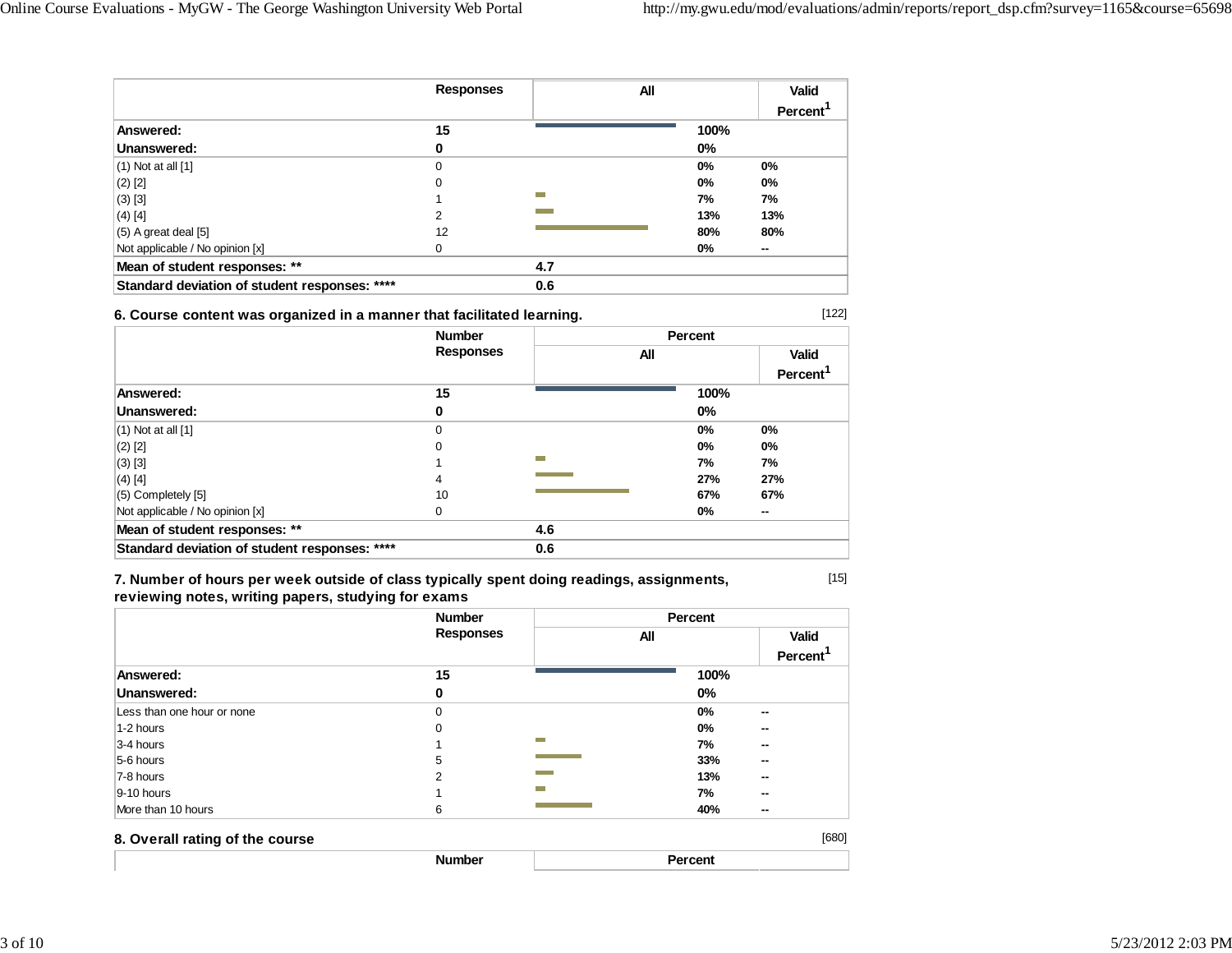| | Responses | All | | Valid Percent[1] |
|---|---|---|---|---|
| **Answered:** | **15** | | **100%** | |
| **Unanswered:** | **0** | | **0%** | |
| (1) Not at all [1] | 0 | | **0%** | **0%** |
| (2) [2] | 0 | | **0%** | **0%** |
| (3) [3] | 1 | | **7%** | **7%** |
| (4) [4] | 2 | | **13%** | **13%** |
| (5) A great deal [5] | 12 | | **80%** | **80%** |
| Not applicable / No opinion [x] | 0 | | **0%** | **--** |
| **Mean of student responses: \*\*** | | **4.7** | | |
| **Standard deviation of student responses: \*\*\*\*** | | **0.6** | | |

### 6. Course content was organized in a manner that facilitated learning.

[122]

| | Number Responses | Percent | | |
|---|---|---|---|---|
| | | All | | Valid Percent[1] |
| **Answered:** | **15** | | **100%** | |
| **Unanswered:** | **0** | | **0%** | |
| (1) Not at all [1] | 0 | | **0%** | **0%** |
| (2) [2] | 0 | | **0%** | **0%** |
| (3) [3] | 1 | | **7%** | **7%** |
| (4) [4] | 4 | | **27%** | **27%** |
| (5) Completely [5] | 10 | | **67%** | **67%** |
| Not applicable / No opinion [x] | 0 | | **0%** | **--** |
| **Mean of student responses: \*\*** | | **4.6** | | |
| **Standard deviation of student responses: \*\*\*\*** | | **0.6** | | |

### 7. Number of hours per week outside of class typically spent doing readings, assignments, reviewing notes, writing papers, studying for exams

[15]

| | Number Responses | Percent | | |
|---|---|---|---|---|
| | | All | | Valid Percent[1] |
| **Answered:** | **15** | | **100%** | |
| **Unanswered:** | **0** | | **0%** | |
| Less than one hour or none | 0 | | **0%** | **--** |
| 1-2 hours | 0 | | **0%** | **--** |
| 3-4 hours | 1 | | **7%** | **--** |
| 5-6 hours | 5 | | **33%** | **--** |
| 7-8 hours | 2 | | **13%** | **--** |
| 9-10 hours | 1 | | **7%** | **--** |
| More than 10 hours | 6 | | **40%** | **--** |

### 8. Overall rating of the course

[680]

| | Number | Percent |
|---|---|---|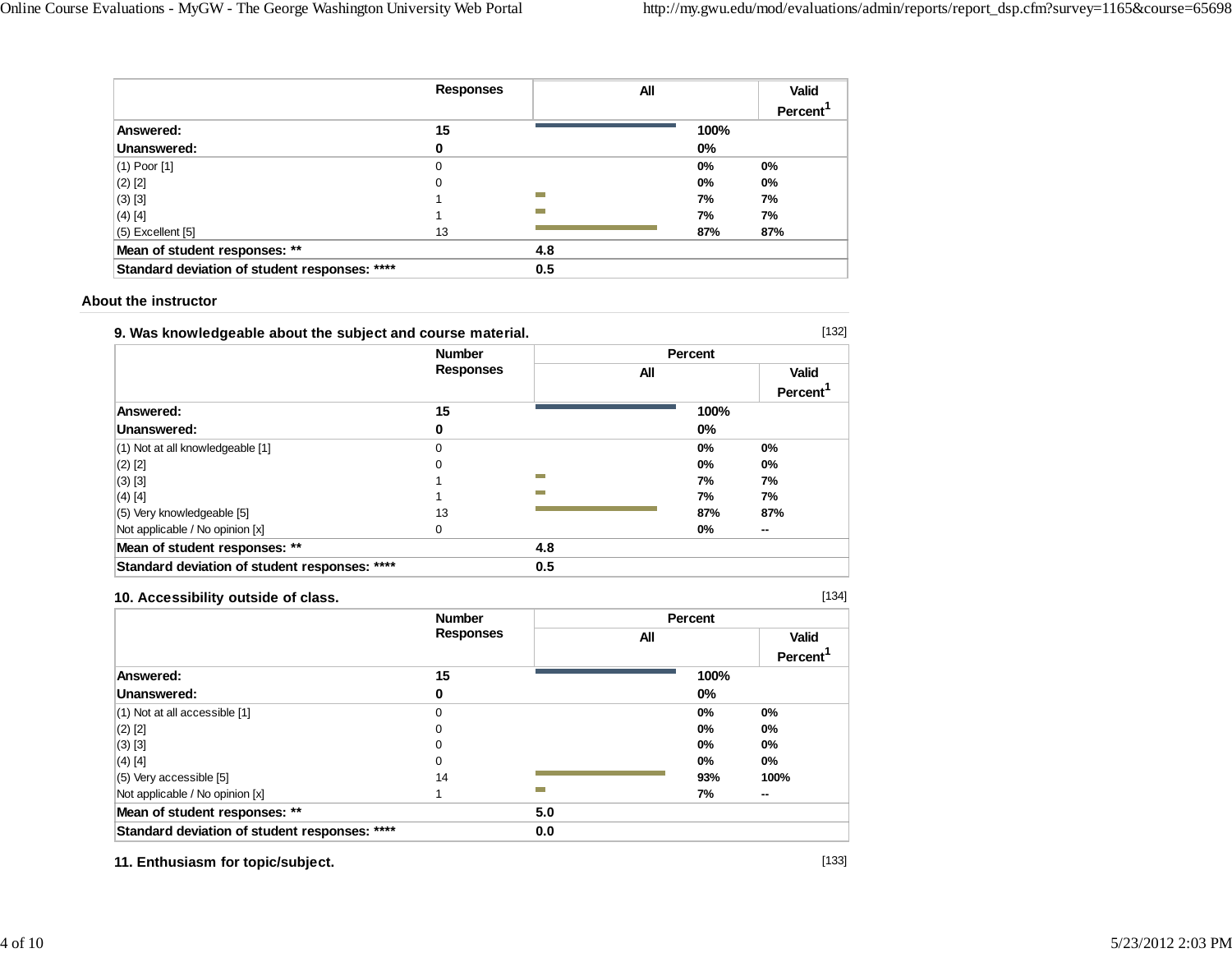| | Responses | All | | Valid Percent[1] |
|---|---|---|---|---|
| **Answered:** | **15** | | **100%** | |
| **Unanswered:** | **0** | | **0%** | |
| (1) Poor [1] | 0 | | 0% | 0% |
| (2) [2] | 0 | | 0% | 0% |
| (3) [3] | 1 | | 7% | 7% |
| (4) [4] | 1 | | 7% | 7% |
| (5) Excellent [5] | 13 | | 87% | 87% |
| **Mean of student responses: \*\*** | | **4.8** | | |
| **Standard deviation of student responses: \*\*\*\*** | | **0.5** | | |

### About the instructor

**9. Was knowledgeable about the subject and course material.** [132]

| | Number Responses | Percent | | |
|---|---|---|---|---|
| | | All | | Valid Percent[1] |
| **Answered:** | **15** | | **100%** | |
| **Unanswered:** | **0** | | **0%** | |
| (1) Not at all knowledgeable [1] | 0 | | 0% | 0% |
| (2) [2] | 0 | | 0% | 0% |
| (3) [3] | 1 | | 7% | 7% |
| (4) [4] | 1 | | 7% | 7% |
| (5) Very knowledgeable [5] | 13 | | 87% | 87% |
| Not applicable / No opinion [x] | 0 | | 0% | -- |
| **Mean of student responses: \*\*** | | **4.8** | | |
| **Standard deviation of student responses: \*\*\*\*** | | **0.5** | | |

**10. Accessibility outside of class.** [134]

| | Number Responses | Percent | | |
|---|---|---|---|---|
| | | All | | Valid Percent[1] |
| **Answered:** | **15** | | **100%** | |
| **Unanswered:** | **0** | | **0%** | |
| (1) Not at all accessible [1] | 0 | | 0% | 0% |
| (2) [2] | 0 | | 0% | 0% |
| (3) [3] | 0 | | 0% | 0% |
| (4) [4] | 0 | | 0% | 0% |
| (5) Very accessible [5] | 14 | | 93% | 100% |
| Not applicable / No opinion [x] | 1 | | 7% | -- |
| **Mean of student responses: \*\*** | | **5.0** | | |
| **Standard deviation of student responses: \*\*\*\*** | | **0.0** | | |

**11. Enthusiasm for topic/subject.** [133]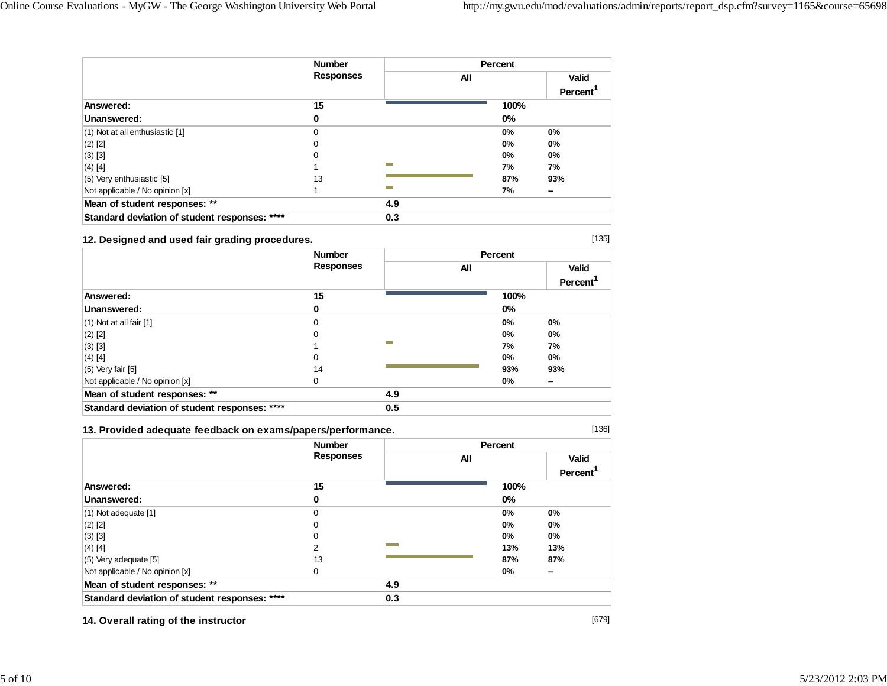| | Number Responses | Percent | |
|---|---|---|---|
| | | All | Valid Percent[1] |
| **Answered:** | **15** | **100%** | |
| **Unanswered:** | **0** | **0%** | |
| (1) Not at all enthusiastic [1] | 0 | **0%** | **0%** |
| (2) [2] | 0 | **0%** | **0%** |
| (3) [3] | 0 | **0%** | **0%** |
| (4) [4] | 1 | **7%** | **7%** |
| (5) Very enthusiastic [5] | 13 | **87%** | **93%** |
| Not applicable / No opinion [x] | 1 | **7%** | **--** |
| **Mean of student responses: \*\*** | | **4.9** | |
| **Standard deviation of student responses: \*\*\*\*** | | **0.3** | |

### 12. Designed and used fair grading procedures.

[135]

| | Number Responses | Percent | |
|---|---|---|---|
| | | All | Valid Percent[1] |
| **Answered:** | **15** | **100%** | |
| **Unanswered:** | **0** | **0%** | |
| (1) Not at all fair [1] | 0 | **0%** | **0%** |
| (2) [2] | 0 | **0%** | **0%** |
| (3) [3] | 1 | **7%** | **7%** |
| (4) [4] | 0 | **0%** | **0%** |
| (5) Very fair [5] | 14 | **93%** | **93%** |
| Not applicable / No opinion [x] | 0 | **0%** | **--** |
| **Mean of student responses: \*\*** | | **4.9** | |
| **Standard deviation of student responses: \*\*\*\*** | | **0.5** | |

### 13. Provided adequate feedback on exams/papers/performance.

[136]

| | Number Responses | Percent | |
|---|---|---|---|
| | | All | Valid Percent[1] |
| **Answered:** | **15** | **100%** | |
| **Unanswered:** | **0** | **0%** | |
| (1) Not adequate [1] | 0 | **0%** | **0%** |
| (2) [2] | 0 | **0%** | **0%** |
| (3) [3] | 0 | **0%** | **0%** |
| (4) [4] | 2 | **13%** | **13%** |
| (5) Very adequate [5] | 13 | **87%** | **87%** |
| Not applicable / No opinion [x] | 0 | **0%** | **--** |
| **Mean of student responses: \*\*** | | **4.9** | |
| **Standard deviation of student responses: \*\*\*\*** | | **0.3** | |

### 14. Overall rating of the instructor

[679]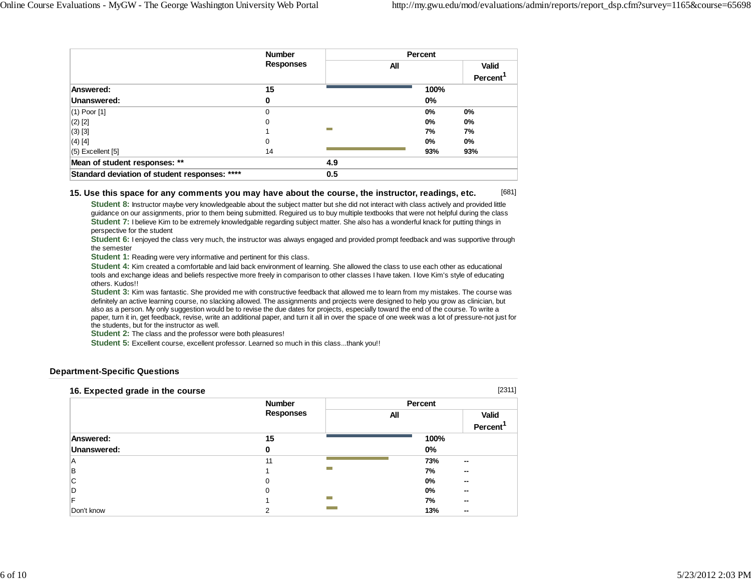| | Number Responses | Percent | |
|---|---|---|---|
| | | All | Valid Percent[1] |
| **Answered:** | **15** | **100%** | |
| **Unanswered:** | **0** | **0%** | |
| (1) Poor [1] | 0 | **0%** | **0%** |
| (2) [2] | 0 | **0%** | **0%** |
| (3) [3] | 1 | **7%** | **7%** |
| (4) [4] | 0 | **0%** | **0%** |
| (5) Excellent [5] | 14 | **93%** | **93%** |
| **Mean of student responses: \*\*** | **4.9** | | |
| **Standard deviation of student responses: \*\*\*\*** | **0.5** | | |

### 15. Use this space for any comments you may have about the course, the instructor, readings, etc. [681]

**Student 8:** Instructor maybe very knowledgeable about the subject matter but she did not interact with class actively and provided little guidance on our assignments, prior to them being submitted. Regiured us to buy multiple textbooks that were not helpful during the class

**Student 7:** I believe Kim to be extremely knowledgable regarding subject matter. She also has a wonderful knack for putting things in perspective for the student

**Student 6:** I enjoyed the class very much, the instructor was always engaged and provided prompt feedback and was supportive through the semester

**Student 1:** Reading were very informative and pertinent for this class.

**Student 4:** Kim created a comfortable and laid back environment of learning. She allowed the class to use each other as educational tools and exchange ideas and beliefs respective more freely in comparison to other classes I have taken. I love Kim's style of educating others. Kudos!!

**Student 3:** Kim was fantastic. She provided me with constructive feedback that allowed me to learn from my mistakes. The course was definitely an active learning course, no slacking allowed. The assignments and projects were designed to help you grow as clinician, but also as a person. My only suggestion would be to revise the due dates for projects, especially toward the end of the course. To write a paper, turn it in, get feedback, revise, write an additional paper, and turn it all in over the space of one week was a lot of pressure-not just for the students, but for the instructor as well.

**Student 2:** The class and the professor were both pleasures!

**Student 5:** Excellent course, excellent professor. Learned so much in this class...thank you!!

## Department-Specific Questions

### 16. Expected grade in the course [2311]

| | Number Responses | Percent | |
|---|---|---|---|
| | | All | Valid Percent[1] |
| **Answered:** | **15** | **100%** | |
| **Unanswered:** | **0** | **0%** | |
| A | 11 | **73%** | -- |
| B | 1 | **7%** | -- |
| C | 0 | **0%** | -- |
| D | 0 | **0%** | -- |
| F | 1 | **7%** | -- |
| Don't know | 2 | **13%** | -- |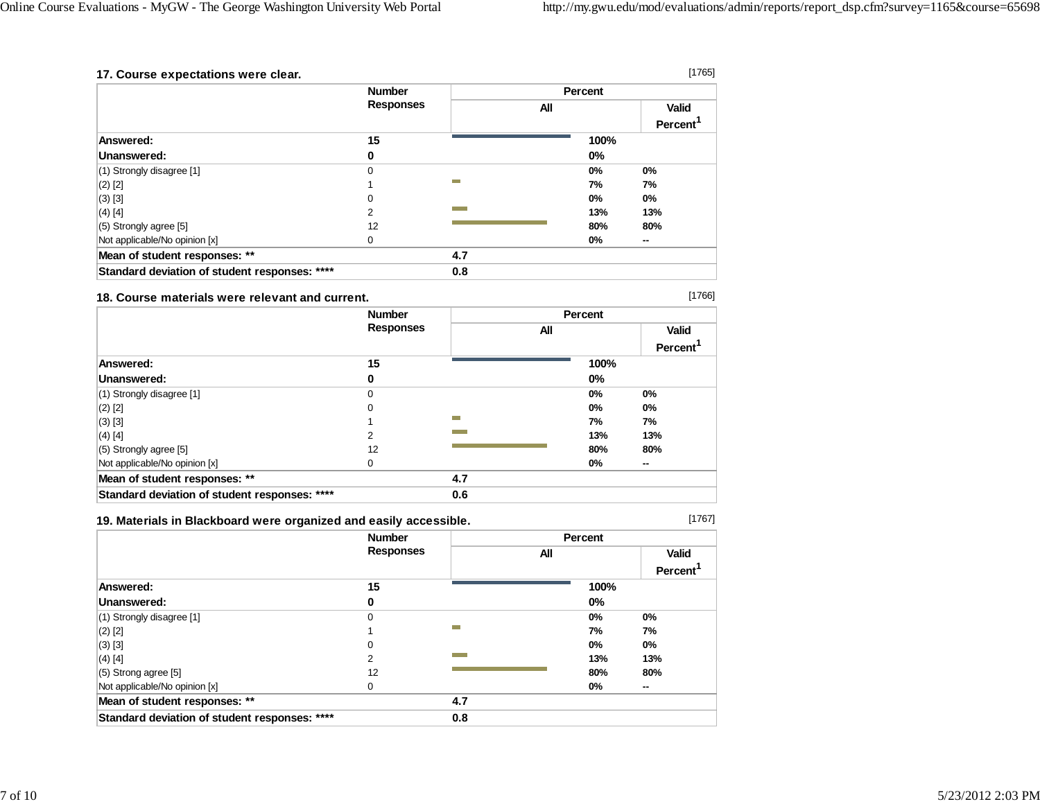### 17. Course expectations were clear.

[1765]

| | Number Responses | Percent All | | Valid Percent[1] |
|---|---|---|---|---|
| **Answered:** | **15** | | **100%** | |
| **Unanswered:** | **0** | | **0%** | |
| (1) Strongly disagree [1] | 0 | | 0% | 0% |
| (2) [2] | 1 | | 7% | 7% |
| (3) [3] | 0 | | 0% | 0% |
| (4) [4] | 2 | | 13% | 13% |
| (5) Strongly agree [5] | 12 | | 80% | 80% |
| Not applicable/No opinion [x] | 0 | | 0% | -- |
| **Mean of student responses: \*\*** | | **4.7** | | |
| **Standard deviation of student responses: \*\*\*\*** | | **0.8** | | |

### 18. Course materials were relevant and current.

[1766]

| | Number Responses | Percent All | | Valid Percent[1] |
|---|---|---|---|---|
| **Answered:** | **15** | | **100%** | |
| **Unanswered:** | **0** | | **0%** | |
| (1) Strongly disagree [1] | 0 | | 0% | 0% |
| (2) [2] | 0 | | 0% | 0% |
| (3) [3] | 1 | | 7% | 7% |
| (4) [4] | 2 | | 13% | 13% |
| (5) Strongly agree [5] | 12 | | 80% | 80% |
| Not applicable/No opinion [x] | 0 | | 0% | -- |
| **Mean of student responses: \*\*** | | **4.7** | | |
| **Standard deviation of student responses: \*\*\*\*** | | **0.6** | | |

### 19. Materials in Blackboard were organized and easily accessible.

[1767]

| | Number Responses | Percent All | | Valid Percent[1] |
|---|---|---|---|---|
| **Answered:** | **15** | | **100%** | |
| **Unanswered:** | **0** | | **0%** | |
| (1) Strongly disagree [1] | 0 | | 0% | 0% |
| (2) [2] | 1 | | 7% | 7% |
| (3) [3] | 0 | | 0% | 0% |
| (4) [4] | 2 | | 13% | 13% |
| (5) Strong agree [5] | 12 | | 80% | 80% |
| Not applicable/No opinion [x] | 0 | | 0% | -- |
| **Mean of student responses: \*\*** | | **4.7** | | |
| **Standard deviation of student responses: \*\*\*\*** | | **0.8** | | |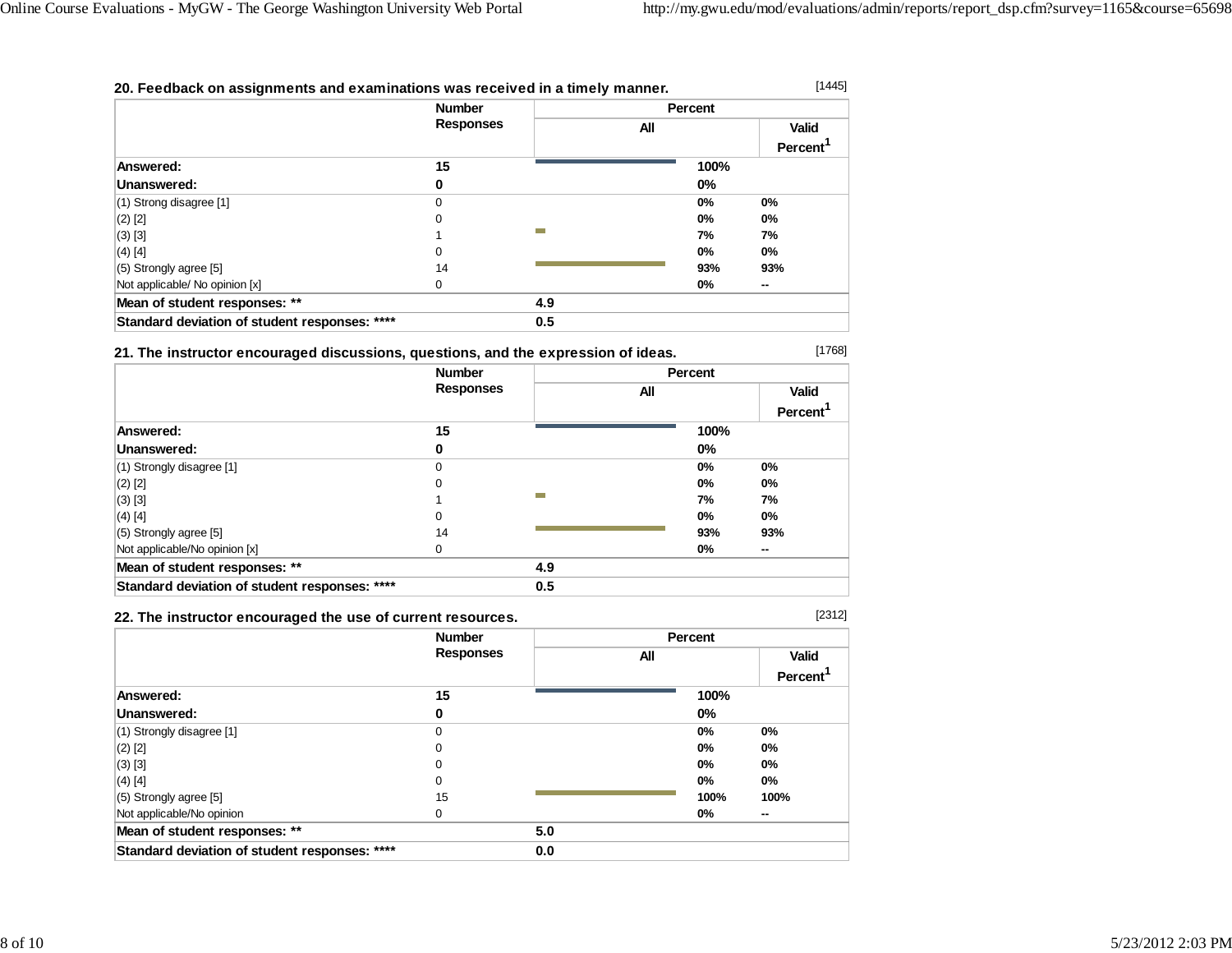### 20. Feedback on assignments and examinations was received in a timely manner.

[1445]

| | Number Responses | Percent All | Valid Percent[1] |
|---|---|---|---|
| **Answered:** | **15** | **100%** | |
| **Unanswered:** | **0** | **0%** | |
| (1) Strong disagree [1] | 0 | **0%** | **0%** |
| (2) [2] | 0 | **0%** | **0%** |
| (3) [3] | 1 | **7%** | **7%** |
| (4) [4] | 0 | **0%** | **0%** |
| (5) Strongly agree [5] | 14 | **93%** | **93%** |
| Not applicable/ No opinion [x] | 0 | **0%** | **--** |
| **Mean of student responses: \*\*** | | **4.9** | |
| **Standard deviation of student responses: \*\*\*\*** | | **0.5** | |

### 21. The instructor encouraged discussions, questions, and the expression of ideas.

[1768]

| | Number Responses | Percent All | Valid Percent[1] |
|---|---|---|---|
| **Answered:** | **15** | **100%** | |
| **Unanswered:** | **0** | **0%** | |
| (1) Strongly disagree [1] | 0 | **0%** | **0%** |
| (2) [2] | 0 | **0%** | **0%** |
| (3) [3] | 1 | **7%** | **7%** |
| (4) [4] | 0 | **0%** | **0%** |
| (5) Strongly agree [5] | 14 | **93%** | **93%** |
| Not applicable/No opinion [x] | 0 | **0%** | **--** |
| **Mean of student responses: \*\*** | | **4.9** | |
| **Standard deviation of student responses: \*\*\*\*** | | **0.5** | |

### 22. The instructor encouraged the use of current resources.

[2312]

| | Number Responses | Percent All | Valid Percent[1] |
|---|---|---|---|
| **Answered:** | **15** | **100%** | |
| **Unanswered:** | **0** | **0%** | |
| (1) Strongly disagree [1] | 0 | **0%** | **0%** |
| (2) [2] | 0 | **0%** | **0%** |
| (3) [3] | 0 | **0%** | **0%** |
| (4) [4] | 0 | **0%** | **0%** |
| (5) Strongly agree [5] | 15 | **100%** | **100%** |
| Not applicable/No opinion | 0 | **0%** | **--** |
| **Mean of student responses: \*\*** | | **5.0** | |
| **Standard deviation of student responses: \*\*\*\*** | | **0.0** | |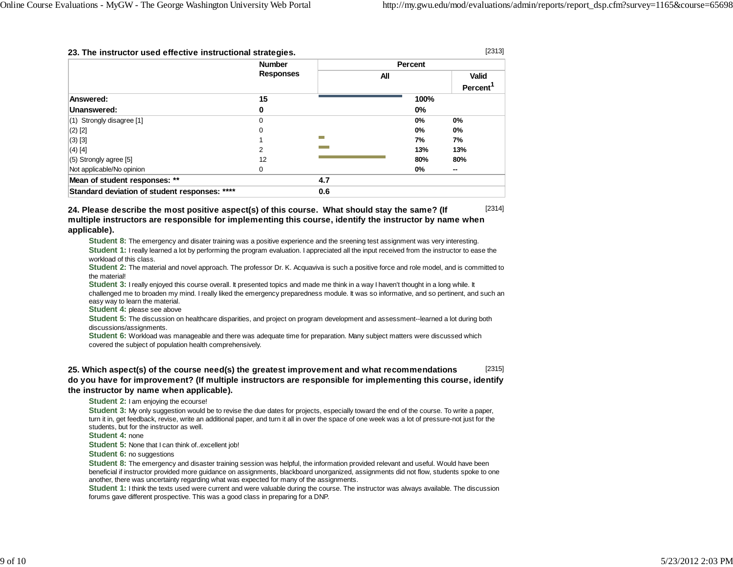### 23. The instructor used effective instructional strategies.

[2313]

| | Number Responses | Percent All | Valid Percent[1] |
|---|---|---|---|
| **Answered:** | **15** | **100%** | |
| **Unanswered:** | **0** | **0%** | |
| (1) Strongly disagree [1] | 0 | 0% | 0% |
| (2) [2] | 0 | 0% | 0% |
| (3) [3] | 1 | 7% | 7% |
| (4) [4] | 2 | 13% | 13% |
| (5) Strongly agree [5] | 12 | 80% | 80% |
| Not applicable/No opinion | 0 | 0% | -- |
| **Mean of student responses: \*\*** | | **4.7** | |
| **Standard deviation of student responses: \*\*\*\*** | | **0.6** | |

### 24. Please describe the most positive aspect(s) of this course. What should stay the same? (If multiple instructors are responsible for implementing this course, identify the instructor by name when applicable).

[2314]

**Student 8:** The emergency and disater training was a positive experience and the sreening test assignment was very interesting.

**Student 1:** I really learned a lot by performing the program evaluation. I appreciated all the input received from the instructor to ease the workload of this class.

**Student 2:** The material and novel approach. The professor Dr. K. Acquaviva is such a positive force and role model, and is committed to the material!

**Student 3:** I really enjoyed this course overall. It presented topics and made me think in a way I haven't thought in a long while. It challenged me to broaden my mind. I really liked the emergency preparedness module. It was so informative, and so pertinent, and such an easy way to learn the material.

**Student 4:** please see above

**Student 5:** The discussion on healthcare disparities, and project on program development and assessment--learned a lot during both discussions/assignments.

**Student 6:** Workload was manageable and there was adequate time for preparation. Many subject matters were discussed which covered the subject of population health comprehensively.

### 25. Which aspect(s) of the course need(s) the greatest improvement and what recommendations do you have for improvement? (If multiple instructors are responsible for implementing this course, identify the instructor by name when applicable).

[2315]

**Student 2:** I am enjoying the ecourse!

**Student 3:** My only suggestion would be to revise the due dates for projects, especially toward the end of the course. To write a paper, turn it in, get feedback, revise, write an additional paper, and turn it all in over the space of one week was a lot of pressure-not just for the students, but for the instructor as well.

**Student 4:** none

**Student 5:** None that I can think of..excellent job!

**Student 6:** no suggestions

**Student 8:** The emergency and disaster training session was helpful, the information provided relevant and useful. Would have been beneficial if instructor provided more guidance on assignments, blackboard unorganized, assignments did not flow, students spoke to one another, there was uncertainty regarding what was expected for many of the assignments.

**Student 1:** I think the texts used were current and were valuable during the course. The instructor was always available. The discussion forums gave different prospective. This was a good class in preparing for a DNP.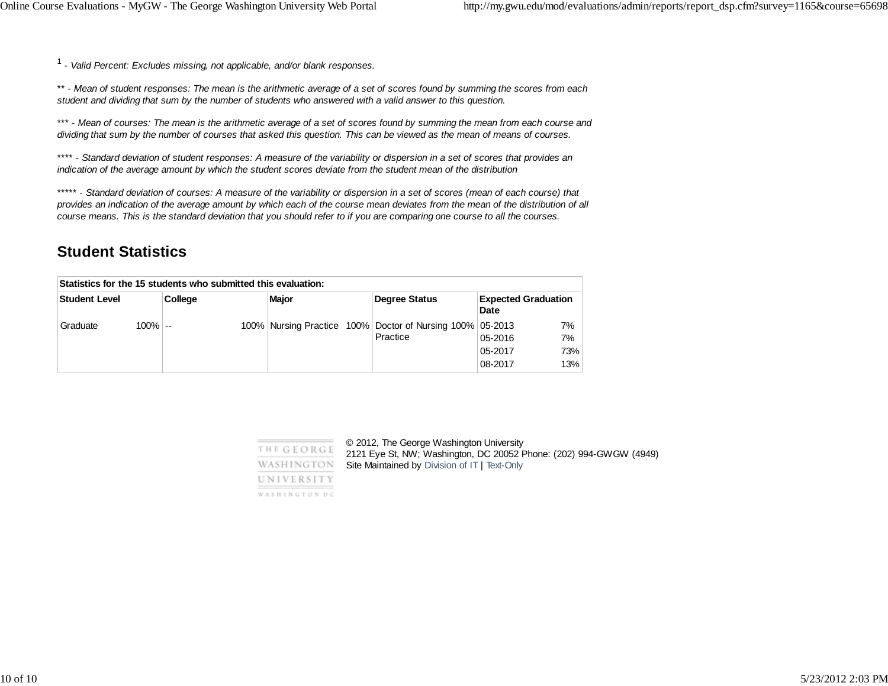[1] - *Valid Percent: Excludes missing, not applicable, and/or blank responses.*

** - *Mean of student responses: The mean is the arithmetic average of a set of scores found by summing the scores from each student and dividing that sum by the number of students who answered with a valid answer to this question.*

*** - *Mean of courses: The mean is the arithmetic average of a set of scores found by summing the mean from each course and dividing that sum by the number of courses that asked this question. This can be viewed as the mean of means of courses.*

**** - *Standard deviation of student responses: A measure of the variability or dispersion in a set of scores that provides an indication of the average amount by which the student scores deviate from the student mean of the distribution*

***** - *Standard deviation of courses: A measure of the variability or dispersion in a set of scores (mean of each course) that provides an indication of the average amount by which each of the course mean deviates from the mean of the distribution of all course means. This is the standard deviation that you should refer to if you are comparing one course to all the courses.*

## Student Statistics

**Statistics for the 15 students who submitted this evaluation:**

| Student Level | | College | | Major | | Degree Status | | Expected Graduation Date | |
|---|---|---|---|---|---|---|---|---|---|
| Graduate | 100% | -- | 100% | Nursing Practice | 100% | Doctor of Nursing Practice | 100% | 05-2013 | 7% |
| | | | | | | | | 05-2016 | 7% |
| | | | | | | | | 05-2017 | 73% |
| | | | | | | | | 08-2017 | 13% |

© 2012, The George Washington University
2121 Eye St, NW; Washington, DC 20052 Phone: (202) 994-GWGW (4949)
Site Maintained by Division of IT | Text-Only